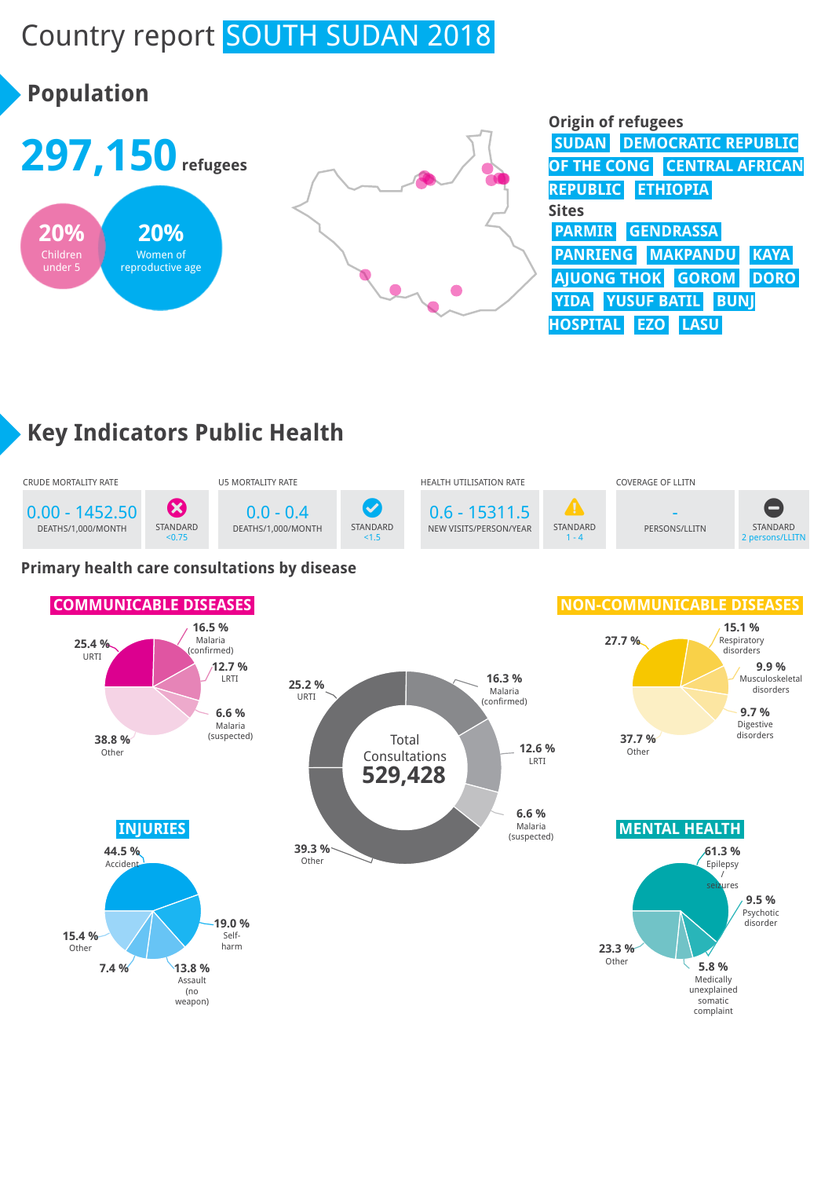# Country report SOUTH SUDAN 2018

## Population

**297,150** refugees

**20%** Children under 5

**20%** Women of reproductive age

**Origin of refugees**

SUDAN, DEMOCRATIC REPUBLIC OF THE CONG, CENTRAL AFRICAN REPUBLIC, ETHIOPIA

**Sites**

PARMIR, GENDRASSA, PANRIENG, MAKPANDU, KAYA, AJUONG THOK, GOROM, DORO, YIDA, YUSUF BATIL, BUNJ HOSPITAL, EZO, LASU

## Key Indicators Public Health

| Indicator | Value | Unit | Standard |
|---|---|---|---|
| CRUDE MORTALITY RATE | 0.00 - 1452.50 | DEATHS/1,000/MONTH | STANDARD <0.75 |
| U5 MORTALITY RATE | 0.0 - 0.4 | DEATHS/1,000/MONTH | STANDARD <1.5 |
| HEALTH UTILISATION RATE | 0.6 - 15311.5 | NEW VISITS/PERSON/YEAR | STANDARD 1 - 4 |
| COVERAGE OF LLITN | - | PERSONS/LLITN | STANDARD 2 persons/LLITN |

### Primary health care consultations by disease

**Total Consultations 529,428**

| Disease | % |
|---|---|
| URTI | 25.2 % |
| Malaria (confirmed) | 16.3 % |
| LRTI | 12.6 % |
| Malaria (suspected) | 6.6 % |
| Other | 39.3 % |

**COMMUNICABLE DISEASES**

| Disease | % |
|---|---|
| URTI | 25.4 % |
| Malaria (confirmed) | 16.5 % |
| LRTI | 12.7 % |
| Malaria (suspected) | 6.6 % |
| Other | 38.8 % |

**NON-COMMUNICABLE DISEASES**

| Disease | % |
|---|---|
| Respiratory disorders | 15.1 % |
| Musculoskeletal disorders | 9.9 % |
| Digestive disorders | 9.7 % |
| Other | 37.7 % |
| (unlabelled) | 27.7 % |

**INJURIES**

| Injury | % |
|---|---|
| Accident | 44.5 % |
| Self-harm | 19.0 % |
| Assault (no weapon) | 13.8 % |
| (unlabelled) | 7.4 % |
| Other | 15.4 % |

**MENTAL HEALTH**

| Condition | % |
|---|---|
| Epilepsy / seizures | 61.3 % |
| Psychotic disorder | 9.5 % |
| Medically unexplained somatic complaint | 5.8 % |
| Other | 23.3 % |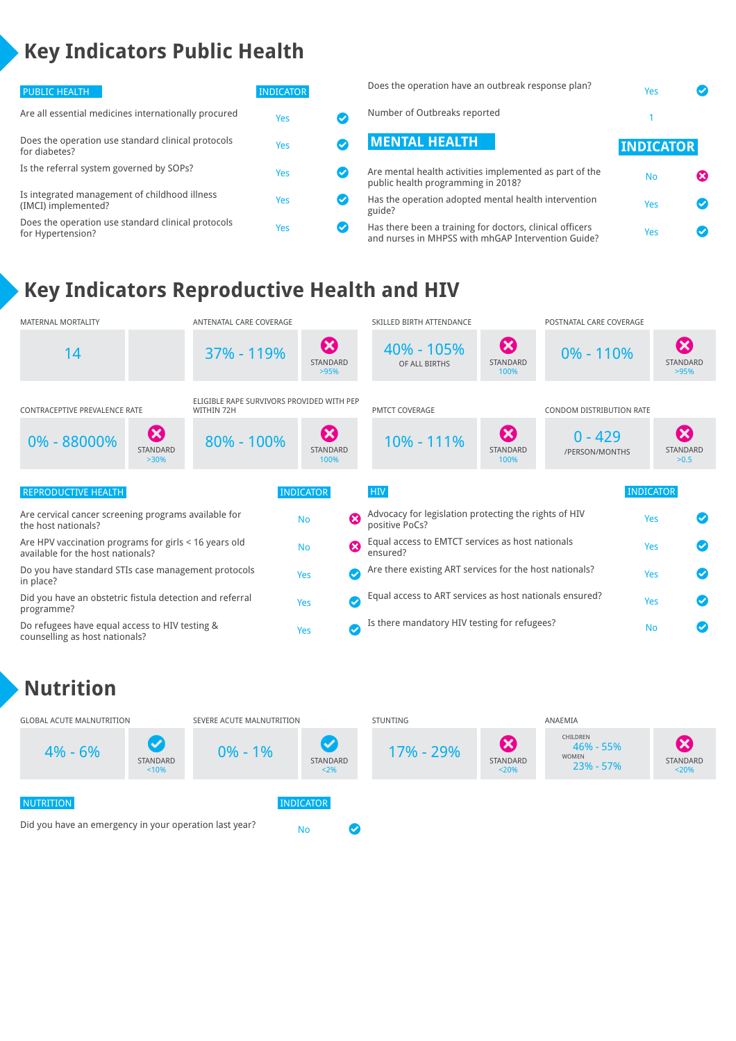# Key Indicators Public Health

| PUBLIC HEALTH | INDICATOR | |
|---|---|---|
| Are all essential medicines internationally procured | Yes | ✔ |
| Does the operation use standard clinical protocols for diabetes? | Yes | ✔ |
| Is the referral system governed by SOPs? | Yes | ✔ |
| Is integrated management of childhood illness (IMCI) implemented? | Yes | ✔ |
| Does the operation use standard clinical protocols for Hypertension? | Yes | ✔ |
| Does the operation have an outbreak response plan? | Yes | ✔ |
| Number of Outbreaks reported | 1 | |

| MENTAL HEALTH | INDICATOR | |
|---|---|---|
| Are mental health activities implemented as part of the public health programming in 2018? | No | ✖ |
| Has the operation adopted mental health intervention guide? | Yes | ✔ |
| Has there been a training for doctors, clinical officers and nurses in MHPSS with mhGAP Intervention Guide? | Yes | ✔ |

# Key Indicators Reproductive Health and HIV

| Indicator | Value | Standard | |
|---|---|---|---|
| MATERNAL MORTALITY | 14 | | |
| ANTENATAL CARE COVERAGE | 37% - 119% | >95% | ✖ |
| SKILLED BIRTH ATTENDANCE | 40% - 105% OF ALL BIRTHS | 100% | ✖ |
| POSTNATAL CARE COVERAGE | 0% - 110% | >95% | ✖ |
| CONTRACEPTIVE PREVALENCE RATE | 0% - 88000% | >30% | ✖ |
| ELIGIBLE RAPE SURVIVORS PROVIDED WITH PEP WITHIN 72H | 80% - 100% | 100% | ✖ |
| PMTCT COVERAGE | 10% - 111% | 100% | ✖ |
| CONDOM DISTRIBUTION RATE | 0 - 429 /PERSON/MONTHS | >0.5 | ✖ |

| REPRODUCTIVE HEALTH | INDICATOR | |
|---|---|---|
| Are cervical cancer screening programs available for the host nationals? | No | ✖ |
| Are HPV vaccination programs for girls < 16 years old available for the host nationals? | No | ✖ |
| Do you have standard STIs case management protocols in place? | Yes | ✔ |
| Did you have an obstetric fistula detection and referral programme? | Yes | ✔ |
| Do refugees have equal access to HIV testing & counselling as host nationals? | Yes | ✔ |

| HIV | INDICATOR | |
|---|---|---|
| Advocacy for legislation protecting the rights of HIV positive PoCs? | Yes | ✔ |
| Equal access to EMTCT services as host nationals ensured? | Yes | ✔ |
| Are there existing ART services for the host nationals? | Yes | ✔ |
| Equal access to ART services as host nationals ensured? | Yes | ✔ |
| Is there mandatory HIV testing for refugees? | No | ✔ |

# Nutrition

| Indicator | Value | Standard | |
|---|---|---|---|
| GLOBAL ACUTE MALNUTRITION | 4% - 6% | <10% | ✔ |
| SEVERE ACUTE MALNUTRITION | 0% - 1% | <2% | ✔ |
| STUNTING | 17% - 29% | <20% | ✖ |
| ANAEMIA | CHILDREN 46% - 55%; WOMEN 23% - 57% | <20% | ✖ |

| NUTRITION | INDICATOR | |
|---|---|---|
| Did you have an emergency in your operation last year? | No | ✔ |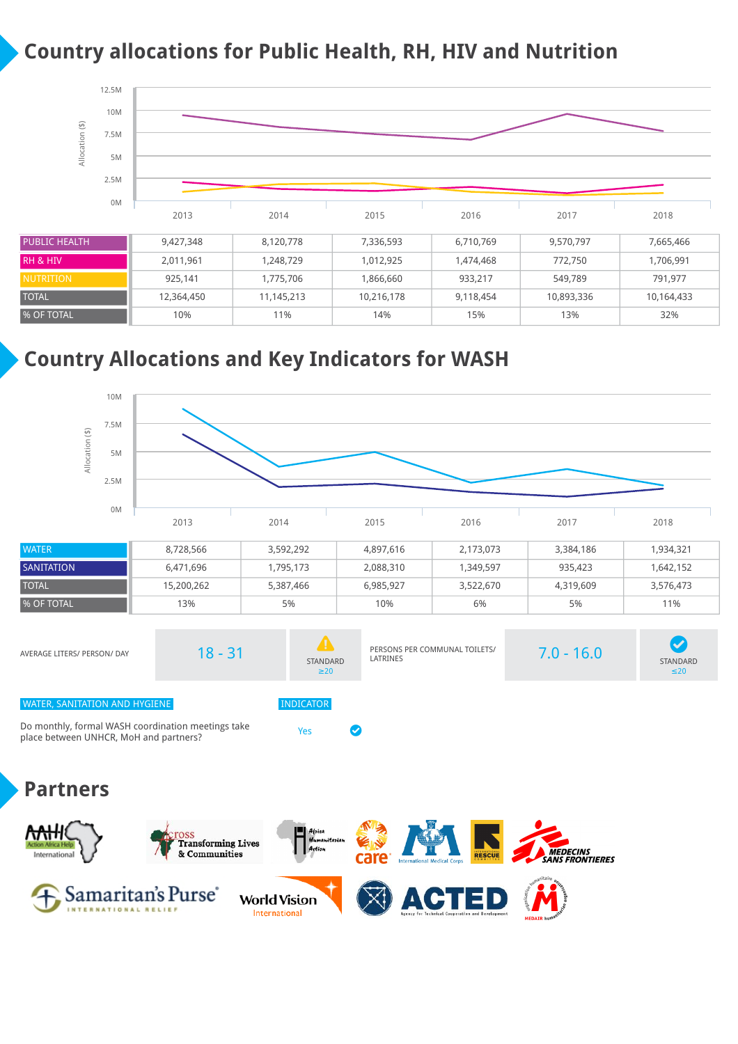## Country allocations for Public Health, RH, HIV and Nutrition

12.5M
10M
7.5M
5M
2.5M
0M
Allocation ($)
2013 2014 2015 2016 2017 2018

| | 2013 | 2014 | 2015 | 2016 | 2017 | 2018 |
|---|---|---|---|---|---|---|
| PUBLIC HEALTH | 9,427,348 | 8,120,778 | 7,336,593 | 6,710,769 | 9,570,797 | 7,665,466 |
| RH & HIV | 2,011,961 | 1,248,729 | 1,012,925 | 1,474,468 | 772,750 | 1,706,991 |
| NUTRITION | 925,141 | 1,775,706 | 1,866,660 | 933,217 | 549,789 | 791,977 |
| TOTAL | 12,364,450 | 11,145,213 | 10,216,178 | 9,118,454 | 10,893,336 | 10,164,433 |
| % OF TOTAL | 10% | 11% | 14% | 15% | 13% | 32% |

## Country Allocations and Key Indicators for WASH

10M
7.5M
5M
2.5M
0M
Allocation ($)
2013 2014 2015 2016 2017 2018

| | 2013 | 2014 | 2015 | 2016 | 2017 | 2018 |
|---|---|---|---|---|---|---|
| WATER | 8,728,566 | 3,592,292 | 4,897,616 | 2,173,073 | 3,384,186 | 1,934,321 |
| SANITATION | 6,471,696 | 1,795,173 | 2,088,310 | 1,349,597 | 935,423 | 1,642,152 |
| TOTAL | 15,200,262 | 5,387,466 | 6,985,927 | 3,522,670 | 4,319,609 | 3,576,473 |
| % OF TOTAL | 13% | 5% | 10% | 6% | 5% | 11% |

| | | | | | |
|---|---|---|---|---|---|
| AVERAGE LITERS/ PERSON/ DAY | 18 - 31 | STANDARD ≥20 | PERSONS PER COMMUNAL TOILETS/ LATRINES | 7.0 - 16.0 | STANDARD ≤20 |

| WATER, SANITATION AND HYGIENE | INDICATOR |
|---|---|
| Do monthly, formal WASH coordination meetings take place between UNHCR, MoH and partners? | Yes |

## Partners

AAH-I Action Africa Help International
Cross Transforming Lives & Communities
Africa Humanitarian Action
care
International Medical Corps
International Rescue Committee
Medecins Sans Frontieres
Samaritan's Purse International Relief
World Vision International
ACTED Agency for Technical Cooperation and Development
MEDAIR